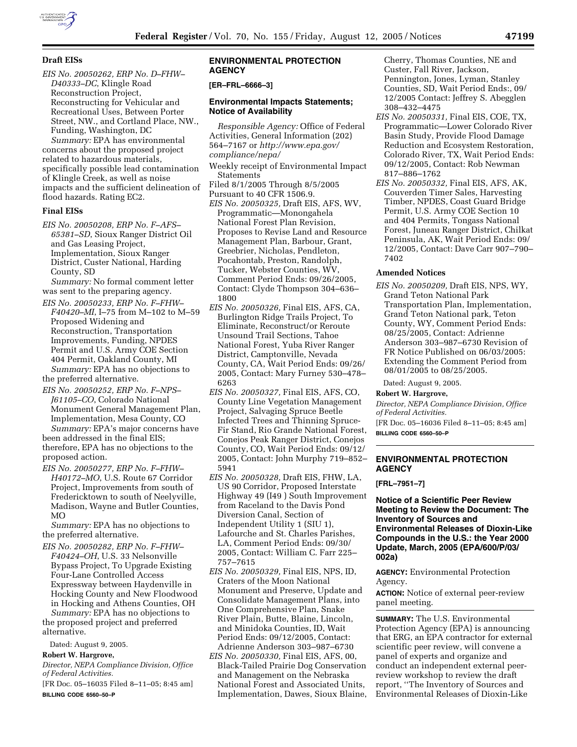### Draft EISs

*EIS No. 20050262, ERP No. D–FHW–D40333–DC,* Klingle Road Reconstruction Project, Reconstructing for Vehicular and Recreational Uses, Between Porter Street, NW., and Cortland Place, NW., Funding, Washington, DC

*Summary:* EPA has environmental concerns about the proposed project related to hazardous materials, specifically possible lead contamination of Klingle Creek, as well as noise impacts and the sufficient delineation of flood hazards. Rating EC2.

### Final EISs

*EIS No. 20050208, ERP No. F–AFS–65381–SD,* Sioux Ranger District Oil and Gas Leasing Project, Implementation, Sioux Ranger District, Custer National, Harding County, SD

*Summary:* No formal comment letter was sent to the preparing agency.

*EIS No. 20050233, ERP No. F–FHW–F40420–MI,* I–75 from M–102 to M–59 Proposed Widening and Reconstruction, Transportation Improvements, Funding, NPDES Permit and U.S. Army COE Section 404 Permit, Oakland County, MI

*Summary:* EPA has no objections to the preferred alternative.

*EIS No. 20050252, ERP No. F–NPS–J61105–CO,* Colorado National Monument General Management Plan, Implementation, Mesa County, CO

*Summary:* EPA's major concerns have been addressed in the final EIS; therefore, EPA has no objections to the proposed action.

*EIS No. 20050277, ERP No. F–FHW–H40172–MO,* U.S. Route 67 Corridor Project, Improvements from south of Fredericktown to south of Neelyville, Madison, Wayne and Butler Counties, MO

*Summary:* EPA has no objections to the preferred alternative.

*EIS No. 20050282, ERP No. F–FHW–F40424–OH,* U.S. 33 Nelsonville Bypass Project, To Upgrade Existing Four-Lane Controlled Access Expressway between Haydenville in Hocking County and New Floodwood in Hocking and Athens Counties, OH

*Summary:* EPA has no objections to the proposed project and preferred alternative.

Dated: August 9, 2005.

**Robert W. Hargrove,**

*Director, NEPA Compliance Division, Office of Federal Activities.*

[FR Doc. 05–16035 Filed 8–11–05; 8:45 am]

**BILLING CODE 6560–50–P**

## ENVIRONMENTAL PROTECTION AGENCY

**[ER–FRL–6666–3]**

### Environmental Impacts Statements; Notice of Availability

*Responsible Agency:* Office of Federal Activities, General Information (202) 564–7167 or *http://www.epa.gov/compliance/nepa/*

Weekly receipt of Environmental Impact Statements

Filed 8/1/2005 Through 8/5/2005

Pursuant to 40 CFR 1506.9.

*EIS No. 20050325,* Draft EIS, AFS, WV, Programmatic—Monongahela National Forest Plan Revision, Proposes to Revise Land and Resource Management Plan, Barbour, Grant, Greebrier, Nicholas, Pendleton, Pocahontab, Preston, Randolph, Tucker, Webster Counties, WV, Comment Period Ends: 09/26/2005, Contact: Clyde Thompson 304–636–1800

*EIS No. 20050326,* Final EIS, AFS, CA, Burlington Ridge Trails Project, To Eliminate, Reconstruct/or Reroute Unsound Trail Sections, Tahoe National Forest, Yuba River Ranger District, Camptonville, Nevada County, CA, Wait Period Ends: 09/26/2005, Contact: Mary Furney 530–478–6263

*EIS No. 20050327,* Final EIS, AFS, CO, County Line Vegetation Management Project, Salvaging Spruce Beetle Infected Trees and Thinning Spruce-Fir Stand, Rio Grande National Forest, Conejos Peak Ranger District, Conejos County, CO, Wait Period Ends: 09/12/2005, Contact: John Murphy 719–852–5941

*EIS No. 20050328,* Draft EIS, FHW, LA, US 90 Corridor, Proposed Interstate Highway 49 (I49 ) South Improvement from Raceland to the Davis Pond Diversion Canal, Section of Independent Utility 1 (SIU 1), Lafourche and St. Charles Parishes, LA, Comment Period Ends: 09/30/2005, Contact: William C. Farr 225–757–7615

*EIS No. 20050329,* Final EIS, NPS, ID, Craters of the Moon National Monument and Preserve, Update and Consolidate Management Plans, into One Comprehensive Plan, Snake River Plain, Butte, Blaine, Lincoln, and Minidoka Counties, ID, Wait Period Ends: 09/12/2005, Contact: Adrienne Anderson 303–987–6730

*EIS No. 20050330,* Final EIS, AFS, 00, Black-Tailed Prairie Dog Conservation and Management on the Nebraska National Forest and Associated Units, Implementation, Dawes, Sioux Blaine, Cherry, Thomas Counties, NE and Custer, Fall River, Jackson, Pennington, Jones, Lyman, Stanley Counties, SD, Wait Period Ends:, 09/12/2005 Contact: Jeffrey S. Abegglen 308–432–4475

*EIS No. 20050331,* Final EIS, COE, TX, Programmatic—Lower Colorado River Basin Study, Provide Flood Damage Reduction and Ecosystem Restoration, Colorado River, TX, Wait Period Ends: 09/12/2005, Contact: Rob Newman 817–886–1762

*EIS No. 20050332,* Final EIS, AFS, AK, Couverden Timer Sales, Harvesting Timber, NPDES, Coast Guard Bridge Permit, U.S. Army COE Section 10 and 404 Permits, Tongass National Forest, Juneau Ranger District, Chilkat Peninsula, AK, Wait Period Ends: 09/12/2005, Contact: Dave Carr 907–790–7402

### Amended Notices

*EIS No. 20050209,* Draft EIS, NPS, WY, Grand Teton National Park Transportation Plan, Implementation, Grand Teton National park, Teton County, WY, Comment Period Ends: 08/25/2005, Contact: Adrienne Anderson 303–987–6730 Revision of FR Notice Published on 06/03/2005: Extending the Comment Period from 08/01/2005 to 08/25/2005.

Dated: August 9, 2005.

**Robert W. Hargrove,**

*Director, NEPA Compliance Division, Office of Federal Activities.*

[FR Doc. 05–16036 Filed 8–11–05; 8:45 am]

**BILLING CODE 6560–50–P**

## ENVIRONMENTAL PROTECTION AGENCY

**[FRL–7951–7]**

### Notice of a Scientific Peer Review Meeting to Review the Document: The Inventory of Sources and Environmental Releases of Dioxin-Like Compounds in the U.S.: the Year 2000 Update, March, 2005 (EPA/600/P/03/002a)

**AGENCY:** Environmental Protection Agency.

**ACTION:** Notice of external peer-review panel meeting.

**SUMMARY:** The U.S. Environmental Protection Agency (EPA) is announcing that ERG, an EPA contractor for external scientific peer review, will convene a panel of experts and organize and conduct an independent external peer-review workshop to review the draft report, ''The Inventory of Sources and Environmental Releases of Dioxin-Like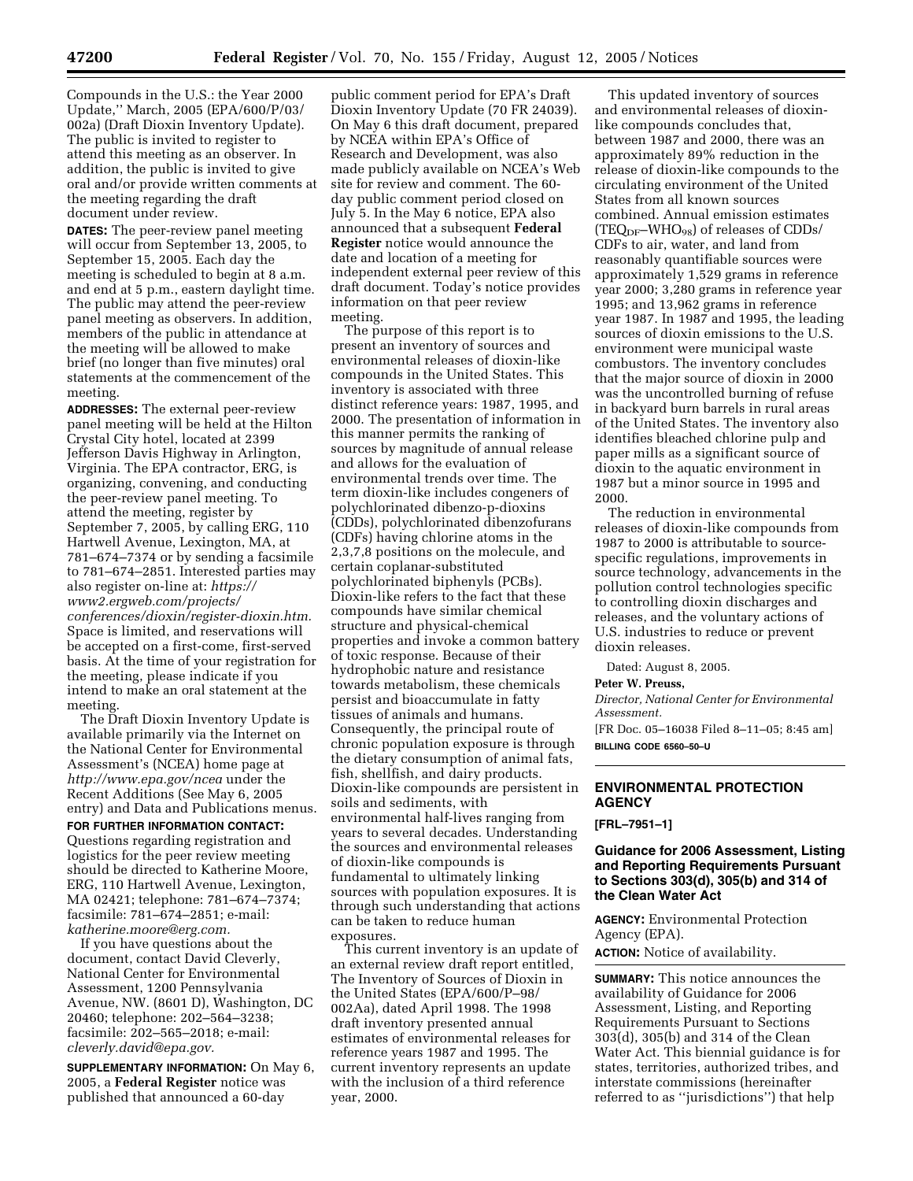Compounds in the U.S.: the Year 2000 Update,'' March, 2005 (EPA/600/P/03/002a) (Draft Dioxin Inventory Update). The public is invited to register to attend this meeting as an observer. In addition, the public is invited to give oral and/or provide written comments at the meeting regarding the draft document under review.

**DATES:** The peer-review panel meeting will occur from September 13, 2005, to September 15, 2005. Each day the meeting is scheduled to begin at 8 a.m. and end at 5 p.m., eastern daylight time. The public may attend the peer-review panel meeting as observers. In addition, members of the public in attendance at the meeting will be allowed to make brief (no longer than five minutes) oral statements at the commencement of the meeting.

**ADDRESSES:** The external peer-review panel meeting will be held at the Hilton Crystal City hotel, located at 2399 Jefferson Davis Highway in Arlington, Virginia. The EPA contractor, ERG, is organizing, convening, and conducting the peer-review panel meeting. To attend the meeting, register by September 7, 2005, by calling ERG, 110 Hartwell Avenue, Lexington, MA, at 781–674–7374 or by sending a facsimile to 781–674–2851. Interested parties may also register on-line at: *https://www2.ergweb.com/projects/conferences/dioxin/register-dioxin.htm.* Space is limited, and reservations will be accepted on a first-come, first-served basis. At the time of your registration for the meeting, please indicate if you intend to make an oral statement at the meeting.

The Draft Dioxin Inventory Update is available primarily via the Internet on the National Center for Environmental Assessment's (NCEA) home page at *http://www.epa.gov/ncea* under the Recent Additions (See May 6, 2005 entry) and Data and Publications menus.

**FOR FURTHER INFORMATION CONTACT:** Questions regarding registration and logistics for the peer review meeting should be directed to Katherine Moore, ERG, 110 Hartwell Avenue, Lexington, MA 02421; telephone: 781–674–7374; facsimile: 781–674–2851; e-mail: *katherine.moore@erg.com.*

If you have questions about the document, contact David Cleverly, National Center for Environmental Assessment, 1200 Pennsylvania Avenue, NW. (8601 D), Washington, DC 20460; telephone: 202–564–3238; facsimile: 202–565–2018; e-mail: *cleverly.david@epa.gov.*

**SUPPLEMENTARY INFORMATION:** On May 6, 2005, a **Federal Register** notice was published that announced a 60-day public comment period for EPA's Draft Dioxin Inventory Update (70 FR 24039). On May 6 this draft document, prepared by NCEA within EPA's Office of Research and Development, was also made publicly available on NCEA's Web site for review and comment. The 60-day public comment period closed on July 5. In the May 6 notice, EPA also announced that a subsequent **Federal Register** notice would announce the date and location of a meeting for independent external peer review of this draft document. Today's notice provides information on that peer review meeting.

The purpose of this report is to present an inventory of sources and environmental releases of dioxin-like compounds in the United States. This inventory is associated with three distinct reference years: 1987, 1995, and 2000. The presentation of information in this manner permits the ranking of sources by magnitude of annual release and allows for the evaluation of environmental trends over time. The term dioxin-like includes congeners of polychlorinated dibenzo-p-dioxins (CDDs), polychlorinated dibenzofurans (CDFs) having chlorine atoms in the 2,3,7,8 positions on the molecule, and certain coplanar-substituted polychlorinated biphenyls (PCBs). Dioxin-like refers to the fact that these compounds have similar chemical structure and physical-chemical properties and invoke a common battery of toxic response. Because of their hydrophobic nature and resistance towards metabolism, these chemicals persist and bioaccumulate in fatty tissues of animals and humans. Consequently, the principal route of chronic population exposure is through the dietary consumption of animal fats, fish, shellfish, and dairy products. Dioxin-like compounds are persistent in soils and sediments, with environmental half-lives ranging from years to several decades. Understanding the sources and environmental releases of dioxin-like compounds is fundamental to ultimately linking sources with population exposures. It is through such understanding that actions can be taken to reduce human exposures.

This current inventory is an update of an external review draft report entitled, The Inventory of Sources of Dioxin in the United States (EPA/600/P–98/002Aa), dated April 1998. The 1998 draft inventory presented annual estimates of environmental releases for reference years 1987 and 1995. The current inventory represents an update with the inclusion of a third reference year, 2000.

This updated inventory of sources and environmental releases of dioxin-like compounds concludes that, between 1987 and 2000, there was an approximately 89% reduction in the release of dioxin-like compounds to the circulating environment of the United States from all known sources combined. Annual emission estimates ($TEQ_{DF}$–$WHO_{98}$) of releases of CDDs/CDFs to air, water, and land from reasonably quantifiable sources were approximately 1,529 grams in reference year 2000; 3,280 grams in reference year 1995; and 13,962 grams in reference year 1987. In 1987 and 1995, the leading sources of dioxin emissions to the U.S. environment were municipal waste combustors. The inventory concludes that the major source of dioxin in 2000 was the uncontrolled burning of refuse in backyard burn barrels in rural areas of the United States. The inventory also identifies bleached chlorine pulp and paper mills as a significant source of dioxin to the aquatic environment in 1987 but a minor source in 1995 and 2000.

The reduction in environmental releases of dioxin-like compounds from 1987 to 2000 is attributable to source-specific regulations, improvements in source technology, advancements in the pollution control technologies specific to controlling dioxin discharges and releases, and the voluntary actions of U.S. industries to reduce or prevent dioxin releases.

Dated: August 8, 2005.

**Peter W. Preuss,**

*Director, National Center for Environmental Assessment.*

[FR Doc. 05–16038 Filed 8–11–05; 8:45 am]

**BILLING CODE 6560–50–U**

---

## ENVIRONMENTAL PROTECTION AGENCY

**[FRL–7951–1]**

### Guidance for 2006 Assessment, Listing and Reporting Requirements Pursuant to Sections 303(d), 305(b) and 314 of the Clean Water Act

**AGENCY:** Environmental Protection Agency (EPA).

**ACTION:** Notice of availability.

**SUMMARY:** This notice announces the availability of Guidance for 2006 Assessment, Listing, and Reporting Requirements Pursuant to Sections 303(d), 305(b) and 314 of the Clean Water Act. This biennial guidance is for states, territories, authorized tribes, and interstate commissions (hereinafter referred to as ''jurisdictions'') that help